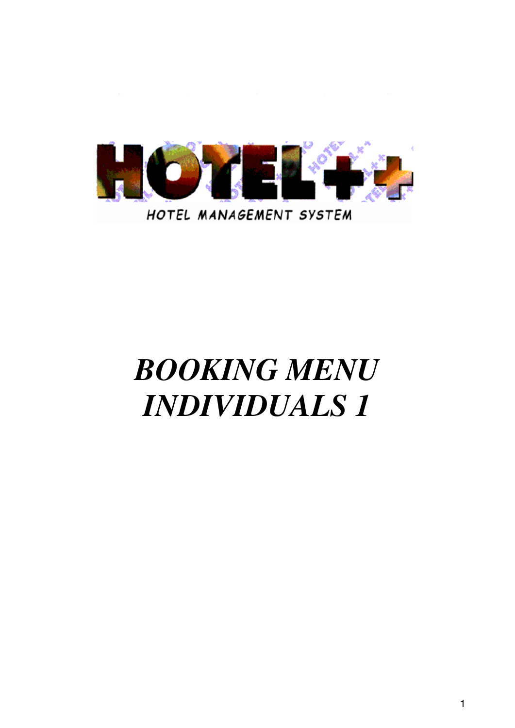HOTEL++

HOTEL MANAGEMENT SYSTEM

# *BOOKING MENU INDIVIDUALS 1*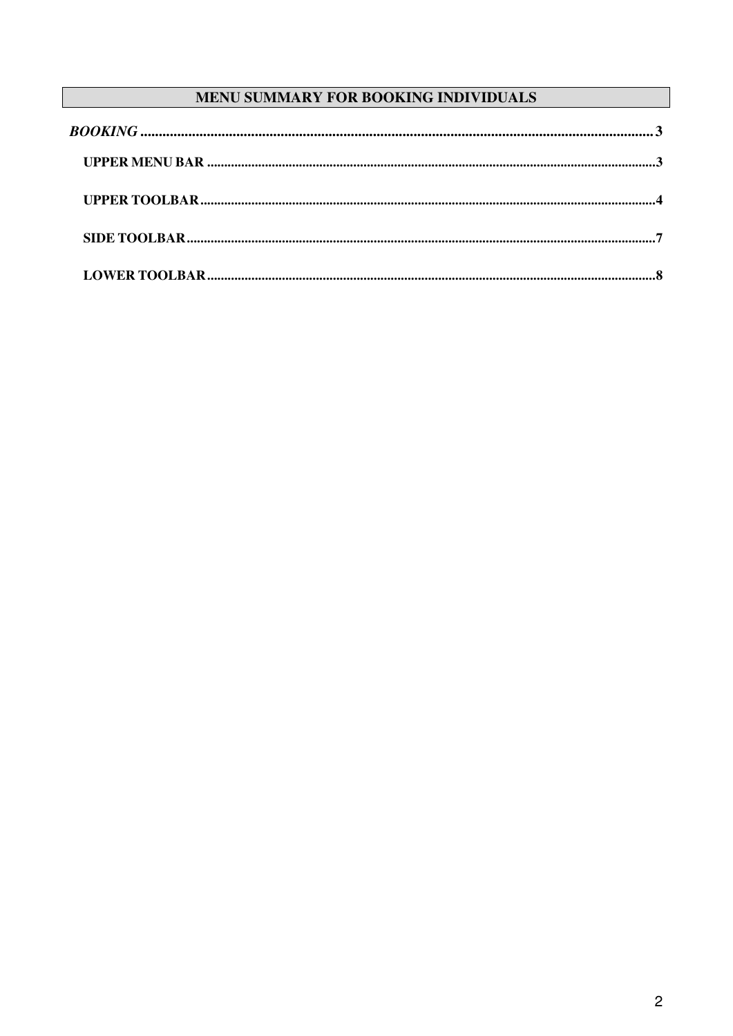# MENU SUMMARY FOR BOOKING INDIVIDUALS

*BOOKING* .......... 3

- **UPPER MENU BAR** .......... 3
- **UPPER TOOLBAR** .......... 4
- **SIDE TOOLBAR** .......... 7
- **LOWER TOOLBAR** .......... 8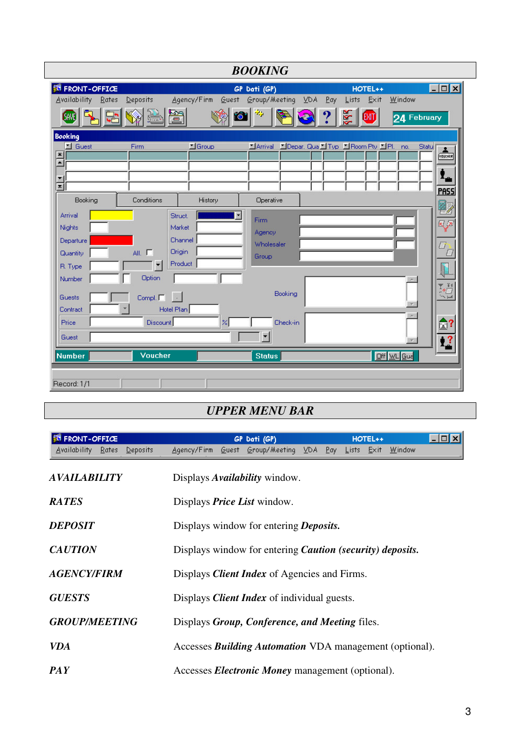## BOOKING

## UPPER MENU BAR

| | |
|---|---|
| ***AVAILABILITY*** | Displays ***Availability*** window. |
| ***RATES*** | Displays ***Price List*** window. |
| ***DEPOSIT*** | Displays window for entering ***Deposits.*** |
| ***CAUTION*** | Displays window for entering ***Caution (security) deposits.*** |
| ***AGENCY/FIRM*** | Displays ***Client Index*** of Agencies and Firms. |
| ***GUESTS*** | Displays ***Client Index*** of individual guests. |
| ***GROUP/MEETING*** | Displays ***Group, Conference, and Meeting*** files. |
| ***VDA*** | Accesses ***Building Automation*** VDA management (optional). |
| ***PAY*** | Accesses ***Electronic Money*** management (optional). |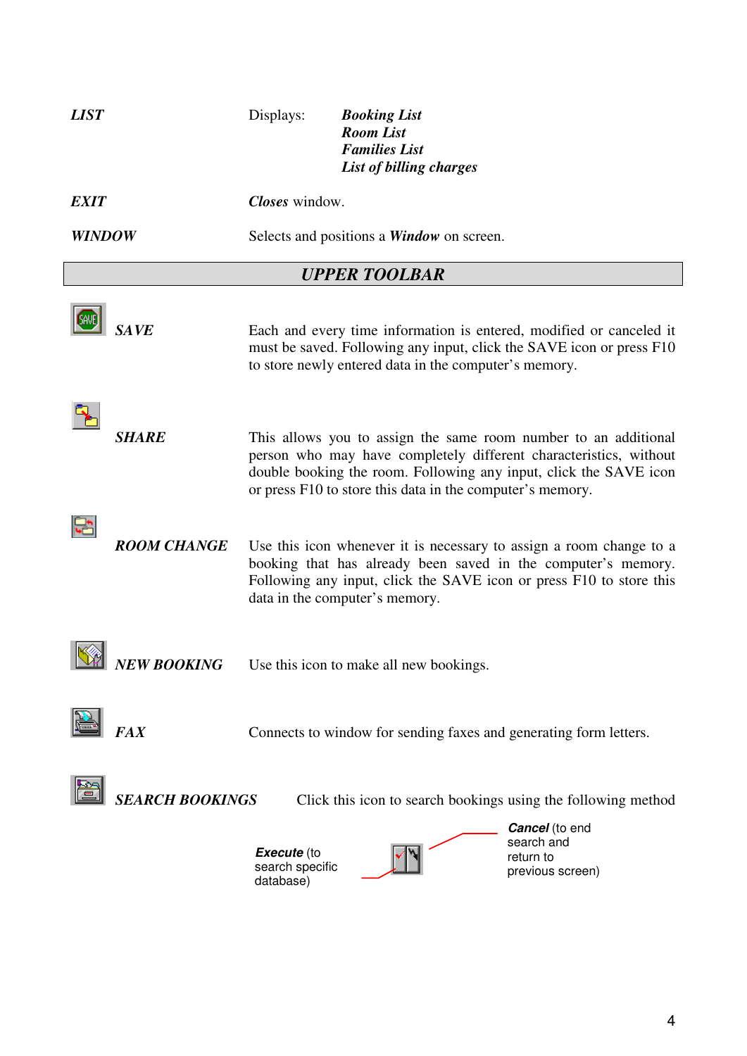***LIST*** — Displays: ***Booking List***, ***Room List***, ***Families List***, ***List of billing charges***

***EXIT*** — ***Closes*** window.

***WINDOW*** — Selects and positions a ***Window*** on screen.

## *UPPER TOOLBAR*

***SAVE*** — Each and every time information is entered, modified or canceled it must be saved. Following any input, click the SAVE icon or press F10 to store newly entered data in the computer's memory.

***SHARE*** — This allows you to assign the same room number to an additional person who may have completely different characteristics, without double booking the room. Following any input, click the SAVE icon or press F10 to store this data in the computer's memory.

***ROOM CHANGE*** — Use this icon whenever it is necessary to assign a room change to a booking that has already been saved in the computer's memory. Following any input, click the SAVE icon or press F10 to store this data in the computer's memory.

***NEW BOOKING*** — Use this icon to make all new bookings.

***FAX*** — Connects to window for sending faxes and generating form letters.

***SEARCH BOOKINGS*** — Click this icon to search bookings using the following method

***Execute*** (to search specific database)

***Cancel*** (to end search and return to previous screen)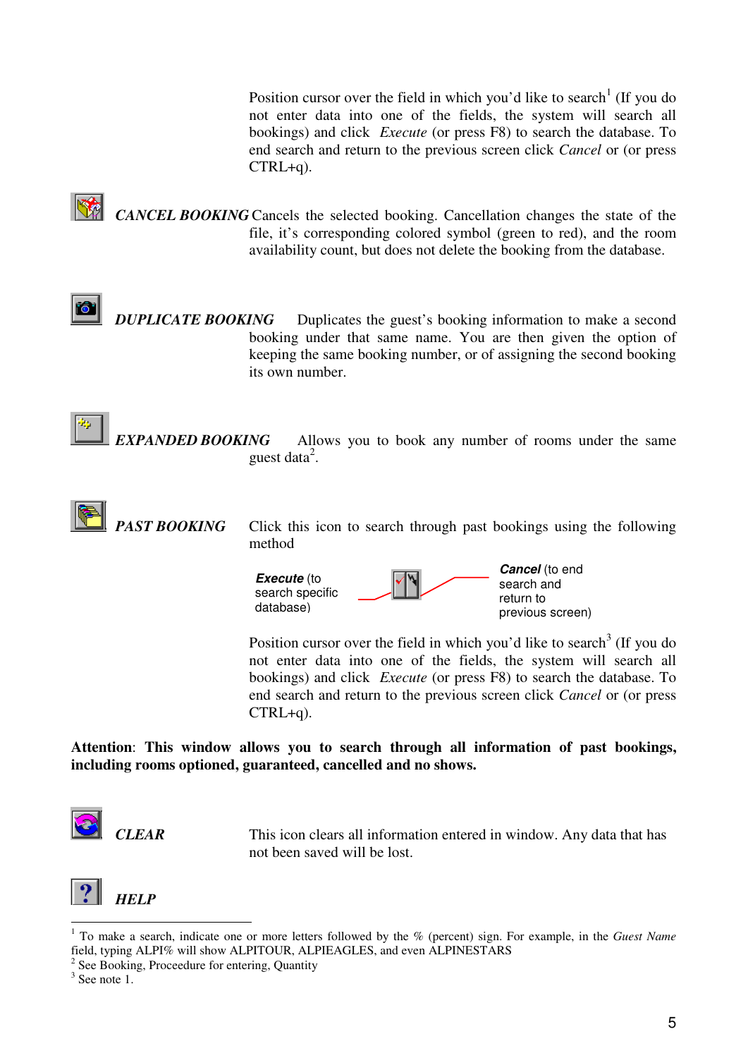Position cursor over the field in which you'd like to search[1] (If you do not enter data into one of the fields, the system will search all bookings) and click *Execute* (or press F8) to search the database. To end search and return to the previous screen click *Cancel* or (or press CTRL+q).

***CANCEL BOOKING*** Cancels the selected booking. Cancellation changes the state of the file, it's corresponding colored symbol (green to red), and the room availability count, but does not delete the booking from the database.

***DUPLICATE BOOKING*** Duplicates the guest's booking information to make a second booking under that same name. You are then given the option of keeping the same booking number, or of assigning the second booking its own number.

***EXPANDED BOOKING*** Allows you to book any number of rooms under the same guest data[2].

***PAST BOOKING*** Click this icon to search through past bookings using the following method

***Execute*** (to search specific database)

***Cancel*** (to end search and return to previous screen)

Position cursor over the field in which you'd like to search[3] (If you do not enter data into one of the fields, the system will search all bookings) and click *Execute* (or press F8) to search the database. To end search and return to the previous screen click *Cancel* or (or press CTRL+q).

**Attention**: **This window allows you to search through all information of past bookings, including rooms optioned, guaranteed, cancelled and no shows.**

***CLEAR*** This icon clears all information entered in window. Any data that has not been saved will be lost.

***HELP***

---

[1] To make a search, indicate one or more letters followed by the % (percent) sign. For example, in the *Guest Name* field, typing ALPI% will show ALPITOUR, ALPIEAGLES, and even ALPINESTARS

[2] See Booking, Proceedure for entering, Quantity

[3] See note 1.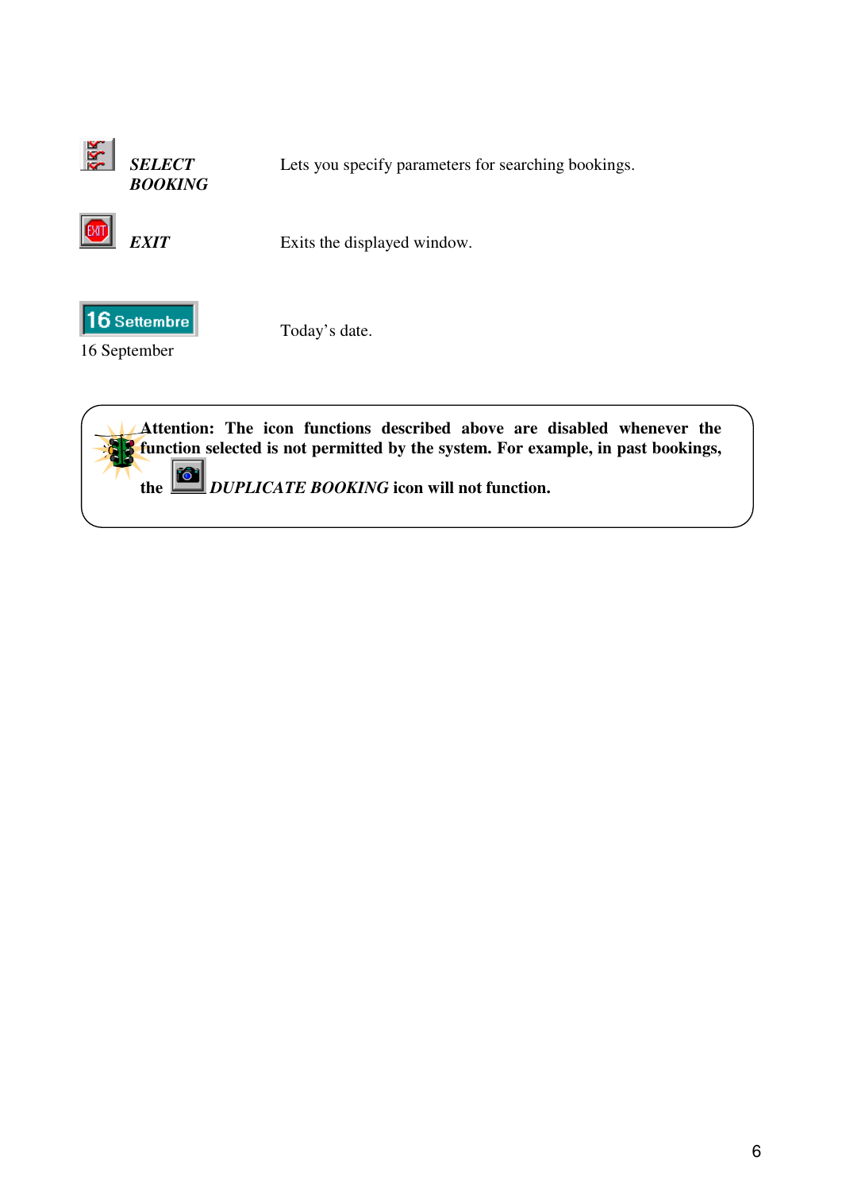| | |
|---|---|
| ***SELECT BOOKING*** | Lets you specify parameters for searching bookings. |
| ***EXIT*** | Exits the displayed window. |
| 16 Settembre<br>16 September | Today's date. |

> **Attention: The icon functions described above are disabled whenever the function selected is not permitted by the system. For example, in past bookings, the *DUPLICATE BOOKING* icon will not function.**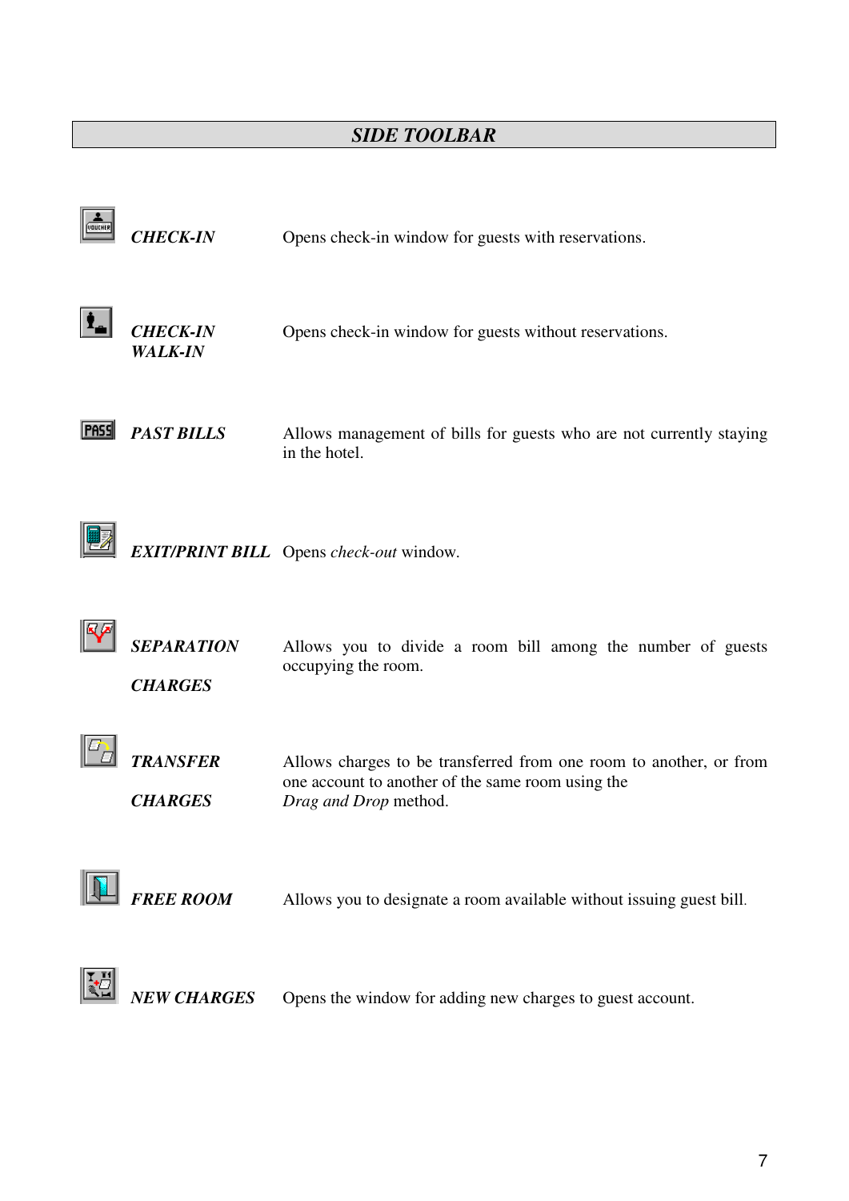## *SIDE TOOLBAR*

| | |
|---|---|
| ***CHECK-IN*** | Opens check-in window for guests with reservations. |
| ***CHECK-IN WALK-IN*** | Opens check-in window for guests without reservations. |
| ***PAST BILLS*** | Allows management of bills for guests who are not currently staying in the hotel. |
| ***EXIT/PRINT BILL*** | Opens *check-out* window. |
| ***SEPARATION CHARGES*** | Allows you to divide a room bill among the number of guests occupying the room. |
| ***TRANSFER CHARGES*** | Allows charges to be transferred from one room to another, or from one account to another of the same room using the *Drag and Drop* method. |
| ***FREE ROOM*** | Allows you to designate a room available without issuing guest bill. |
| ***NEW CHARGES*** | Opens the window for adding new charges to guest account. |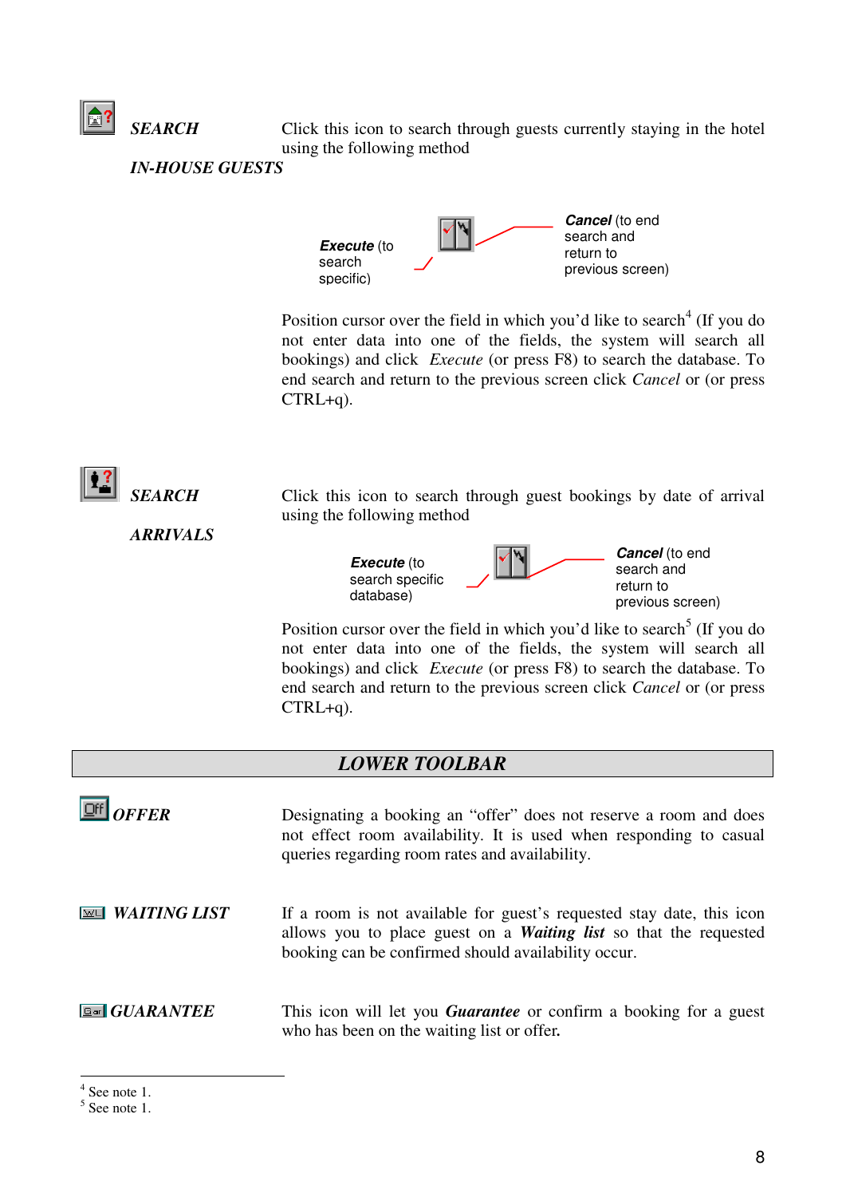**SEARCH IN-HOUSE GUESTS**

Click this icon to search through guests currently staying in the hotel using the following method

***Execute*** (to search specific)

***Cancel*** (to end search and return to previous screen)

Position cursor over the field in which you'd like to search[4] (If you do not enter data into one of the fields, the system will search all bookings) and click *Execute* (or press F8) to search the database. To end search and return to the previous screen click *Cancel* or (or press CTRL+q).

**SEARCH ARRIVALS**

Click this icon to search through guest bookings by date of arrival using the following method

***Execute*** (to search specific database)

***Cancel*** (to end search and return to previous screen)

Position cursor over the field in which you'd like to search[5] (If you do not enter data into one of the fields, the system will search all bookings) and click *Execute* (or press F8) to search the database. To end search and return to the previous screen click *Cancel* or (or press CTRL+q).

## LOWER TOOLBAR

**OFFER**

Designating a booking an "offer" does not reserve a room and does not effect room availability. It is used when responding to casual queries regarding room rates and availability.

**WAITING LIST**

If a room is not available for guest's requested stay date, this icon allows you to place guest on a ***Waiting list*** so that the requested booking can be confirmed should availability occur.

**GUARANTEE**

This icon will let you ***Guarantee*** or confirm a booking for a guest who has been on the waiting list or offer.

---

[4] See note 1.
[5] See note 1.